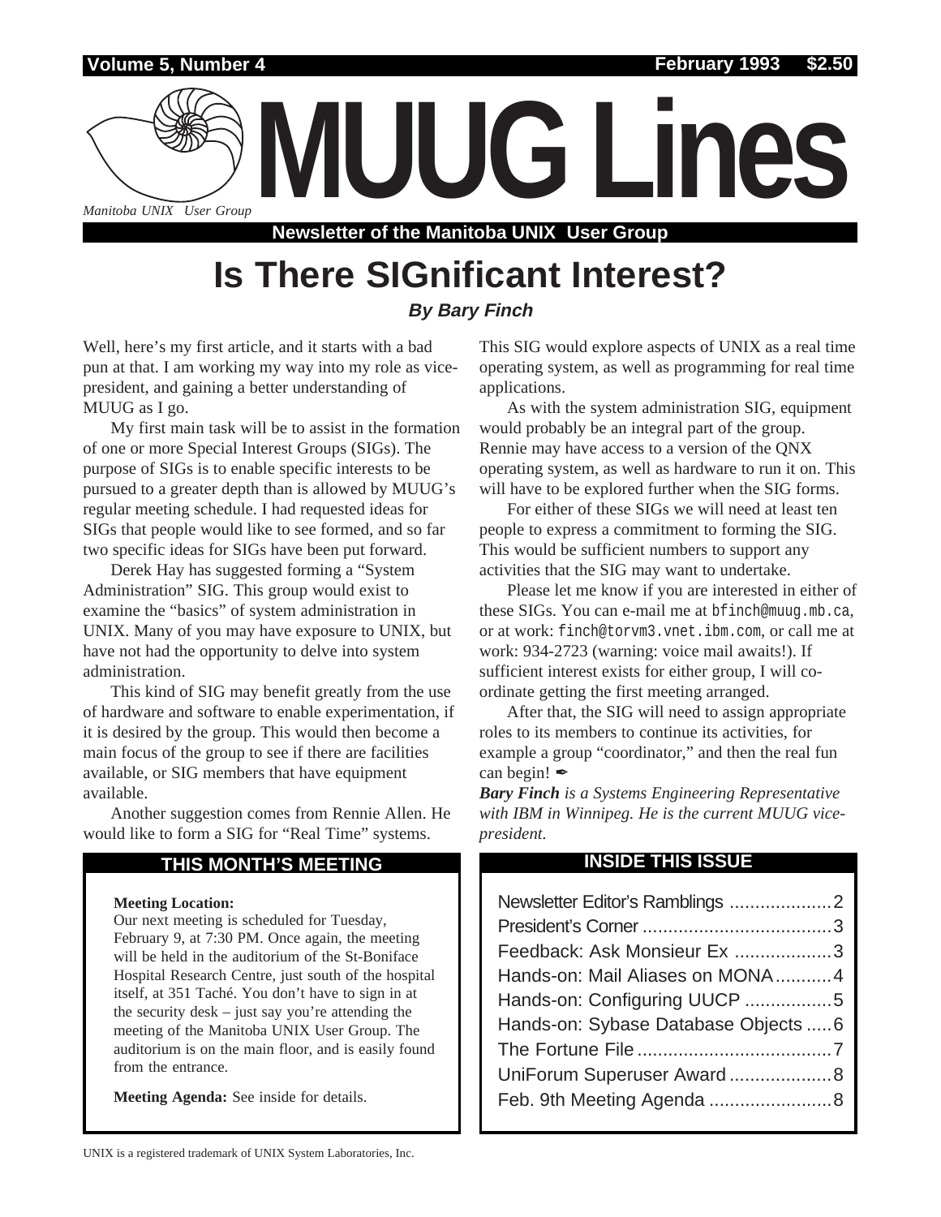Volume 5, Number 4 February 1993 $2.50

# MUUG Lines

*Manitoba UNIX User Group*

**Newsletter of the Manitoba UNIX User Group**

# Is There SIGnificant Interest?

***By Bary Finch***

Well, here's my first article, and it starts with a bad pun at that. I am working my way into my role as vice-president, and gaining a better understanding of MUUG as I go.

My first main task will be to assist in the formation of one or more Special Interest Groups (SIGs). The purpose of SIGs is to enable specific interests to be pursued to a greater depth than is allowed by MUUG's regular meeting schedule. I had requested ideas for SIGs that people would like to see formed, and so far two specific ideas for SIGs have been put forward.

Derek Hay has suggested forming a "System Administration" SIG. This group would exist to examine the "basics" of system administration in UNIX. Many of you may have exposure to UNIX, but have not had the opportunity to delve into system administration.

This kind of SIG may benefit greatly from the use of hardware and software to enable experimentation, if it is desired by the group. This would then become a main focus of the group to see if there are facilities available, or SIG members that have equipment available.

Another suggestion comes from Rennie Allen. He would like to form a SIG for "Real Time" systems. This SIG would explore aspects of UNIX as a real time operating system, as well as programming for real time applications.

As with the system administration SIG, equipment would probably be an integral part of the group. Rennie may have access to a version of the QNX operating system, as well as hardware to run it on. This will have to be explored further when the SIG forms.

For either of these SIGs we will need at least ten people to express a commitment to forming the SIG. This would be sufficient numbers to support any activities that the SIG may want to undertake.

Please let me know if you are interested in either of these SIGs. You can e-mail me at `bfinch@muug.mb.ca`, or at work: `finch@torvm3.vnet.ibm.com`, or call me at work: 934-2723 (warning: voice mail awaits!). If sufficient interest exists for either group, I will co-ordinate getting the first meeting arranged.

After that, the SIG will need to assign appropriate roles to its members to continue its activities, for example a group "coordinator," and then the real fun can begin! ✒

***Bary Finch** is a Systems Engineering Representative with IBM in Winnipeg. He is the current MUUG vice-president.*

## THIS MONTH'S MEETING

**Meeting Location:**
Our next meeting is scheduled for Tuesday, February 9, at 7:30 PM. Once again, the meeting will be held in the auditorium of the St-Boniface Hospital Research Centre, just south of the hospital itself, at 351 Taché. You don't have to sign in at the security desk – just say you're attending the meeting of the Manitoba UNIX User Group. The auditorium is on the main floor, and is easily found from the entrance.

**Meeting Agenda:** See inside for details.

## INSIDE THIS ISSUE

| | |
|---|---|
| Newsletter Editor's Ramblings | 2 |
| President's Corner | 3 |
| Feedback: Ask Monsieur Ex | 3 |
| Hands-on: Mail Aliases on MONA | 4 |
| Hands-on: Configuring UUCP | 5 |
| Hands-on: Sybase Database Objects | 6 |
| The Fortune File | 7 |
| UniForum Superuser Award | 8 |
| Feb. 9th Meeting Agenda | 8 |

UNIX is a registered trademark of UNIX System Laboratories, Inc.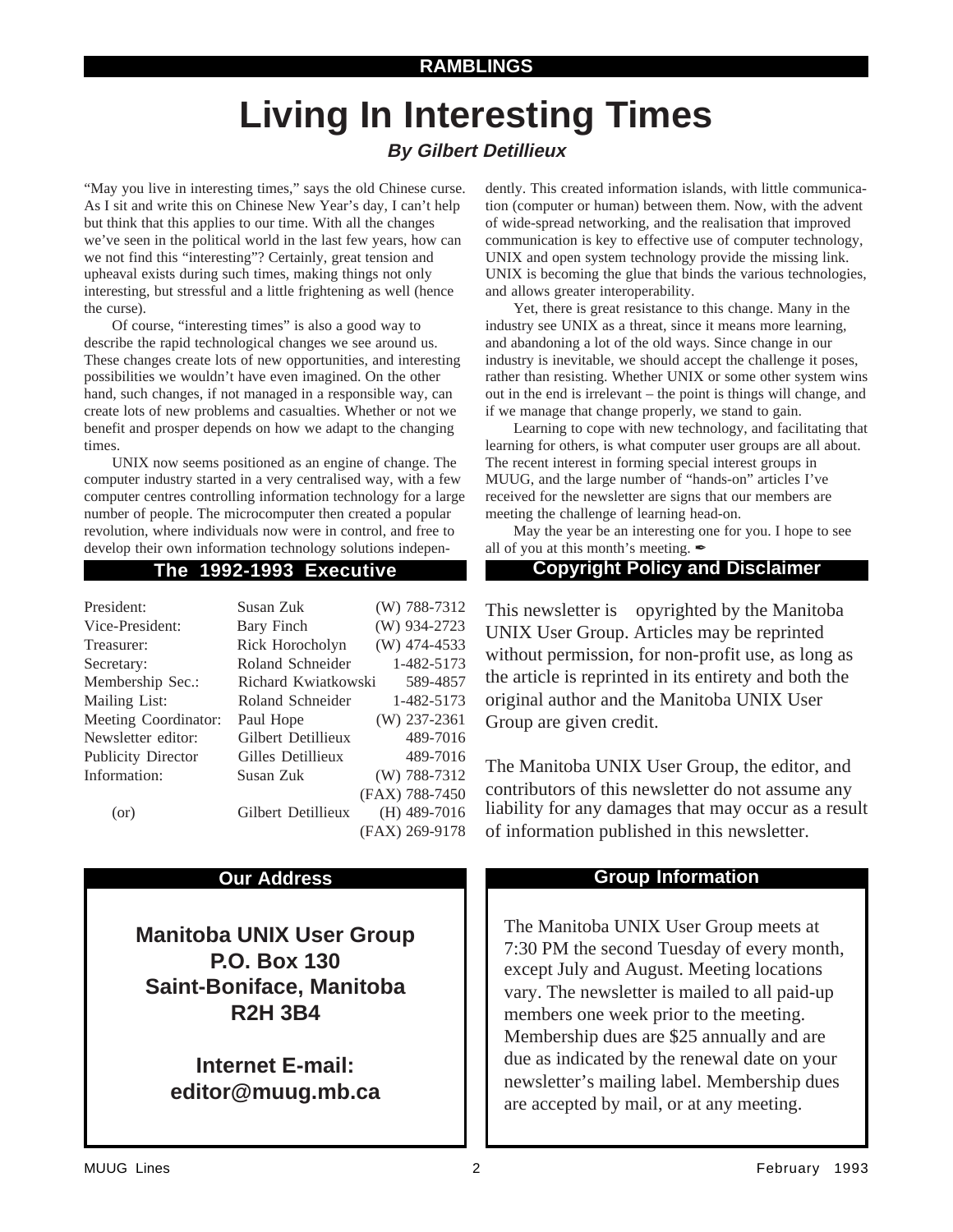## RAMBLINGS

# Living In Interesting Times

***By Gilbert Detillieux***

"May you live in interesting times," says the old Chinese curse. As I sit and write this on Chinese New Year's day, I can't help but think that this applies to our time. With all the changes we've seen in the political world in the last few years, how can we not find this "interesting"? Certainly, great tension and upheaval exists during such times, making things not only interesting, but stressful and a little frightening as well (hence the curse).

Of course, "interesting times" is also a good way to describe the rapid technological changes we see around us. These changes create lots of new opportunities, and interesting possibilities we wouldn't have even imagined. On the other hand, such changes, if not managed in a responsible way, can create lots of new problems and casualties. Whether or not we benefit and prosper depends on how we adapt to the changing times.

UNIX now seems positioned as an engine of change. The computer industry started in a very centralised way, with a few computer centres controlling information technology for a large number of people. The microcomputer then created a popular revolution, where individuals now were in control, and free to develop their own information technology solutions independently. This created information islands, with little communication (computer or human) between them. Now, with the advent of wide-spread networking, and the realisation that improved communication is key to effective use of computer technology, UNIX and open system technology provide the missing link. UNIX is becoming the glue that binds the various technologies, and allows greater interoperability.

Yet, there is great resistance to this change. Many in the industry see UNIX as a threat, since it means more learning, and abandoning a lot of the old ways. Since change in our industry is inevitable, we should accept the challenge it poses, rather than resisting. Whether UNIX or some other system wins out in the end is irrelevant – the point is things will change, and if we manage that change properly, we stand to gain.

Learning to cope with new technology, and facilitating that learning for others, is what computer user groups are all about. The recent interest in forming special interest groups in MUUG, and the large number of "hands-on" articles I've received for the newsletter are signs that our members are meeting the challenge of learning head-on.

May the year be an interesting one for you. I hope to see all of you at this month's meeting. ✒

## The 1992-1993 Executive

| | | |
|---|---|---|
| President: | Susan Zuk | (W) 788-7312 |
| Vice-President: | Bary Finch | (W) 934-2723 |
| Treasurer: | Rick Horocholyn | (W) 474-4533 |
| Secretary: | Roland Schneider | 1-482-5173 |
| Membership Sec.: | Richard Kwiatkowski | 589-4857 |
| Mailing List: | Roland Schneider | 1-482-5173 |
| Meeting Coordinator: | Paul Hope | (W) 237-2361 |
| Newsletter editor: | Gilbert Detillieux | 489-7016 |
| Publicity Director | Gilles Detillieux | 489-7016 |
| Information: | Susan Zuk | (W) 788-7312 |
| | | (FAX) 788-7450 |
| (or) | Gilbert Detillieux | (H) 489-7016 |
| | | (FAX) 269-9178 |

## Copyright Policy and Disclaimer

This newsletter is opyrighted by the Manitoba UNIX User Group. Articles may be reprinted without permission, for non-profit use, as long as the article is reprinted in its entirety and both the original author and the Manitoba UNIX User Group are given credit.

The Manitoba UNIX User Group, the editor, and contributors of this newsletter do not assume any liability for any damages that may occur as a result of information published in this newsletter.

## Our Address

**Manitoba UNIX User Group**
**P.O. Box 130**
**Saint-Boniface, Manitoba**
**R2H 3B4**

**Internet E-mail:**
**editor@muug.mb.ca**

## Group Information

The Manitoba UNIX User Group meets at 7:30 PM the second Tuesday of every month, except July and August. Meeting locations vary. The newsletter is mailed to all paid-up members one week prior to the meeting. Membership dues are $25 annually and are due as indicated by the renewal date on your newsletter's mailing label. Membership dues are accepted by mail, or at any meeting.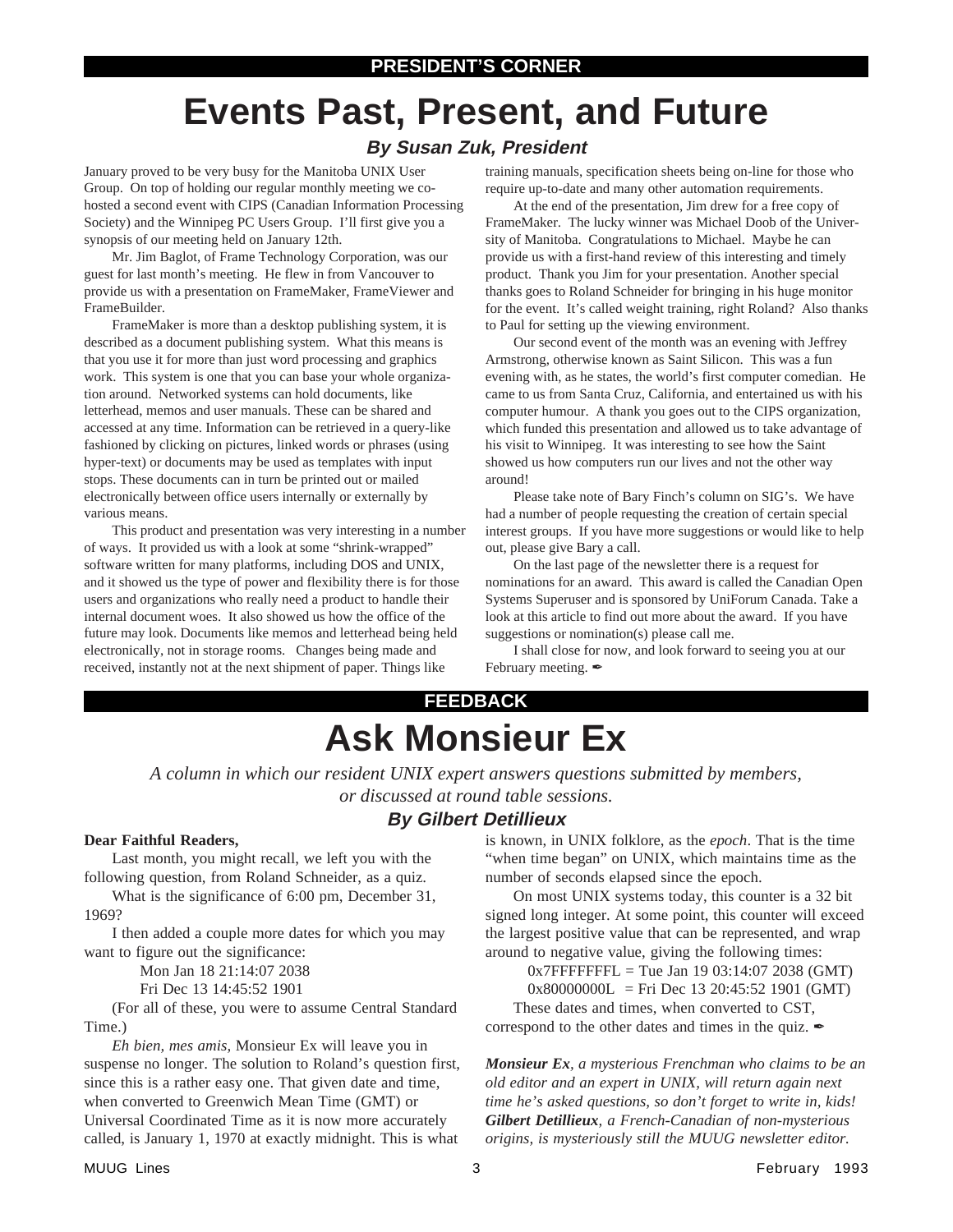**PRESIDENT'S CORNER**

# Events Past, Present, and Future

***By Susan Zuk, President***

January proved to be very busy for the Manitoba UNIX User Group. On top of holding our regular monthly meeting we co-hosted a second event with CIPS (Canadian Information Processing Society) and the Winnipeg PC Users Group. I'll first give you a synopsis of our meeting held on January 12th.

Mr. Jim Baglot, of Frame Technology Corporation, was our guest for last month's meeting. He flew in from Vancouver to provide us with a presentation on FrameMaker, FrameViewer and FrameBuilder.

FrameMaker is more than a desktop publishing system, it is described as a document publishing system. What this means is that you use it for more than just word processing and graphics work. This system is one that you can base your whole organization around. Networked systems can hold documents, like letterhead, memos and user manuals. These can be shared and accessed at any time. Information can be retrieved in a query-like fashioned by clicking on pictures, linked words or phrases (using hyper-text) or documents may be used as templates with input stops. These documents can in turn be printed out or mailed electronically between office users internally or externally by various means.

This product and presentation was very interesting in a number of ways. It provided us with a look at some "shrink-wrapped" software written for many platforms, including DOS and UNIX, and it showed us the type of power and flexibility there is for those users and organizations who really need a product to handle their internal document woes. It also showed us how the office of the future may look. Documents like memos and letterhead being held electronically, not in storage rooms. Changes being made and received, instantly not at the next shipment of paper. Things like training manuals, specification sheets being on-line for those who require up-to-date and many other automation requirements.

At the end of the presentation, Jim drew for a free copy of FrameMaker. The lucky winner was Michael Doob of the University of Manitoba. Congratulations to Michael. Maybe he can provide us with a first-hand review of this interesting and timely product. Thank you Jim for your presentation. Another special thanks goes to Roland Schneider for bringing in his huge monitor for the event. It's called weight training, right Roland? Also thanks to Paul for setting up the viewing environment.

Our second event of the month was an evening with Jeffrey Armstrong, otherwise known as Saint Silicon. This was a fun evening with, as he states, the world's first computer comedian. He came to us from Santa Cruz, California, and entertained us with his computer humour. A thank you goes out to the CIPS organization, which funded this presentation and allowed us to take advantage of his visit to Winnipeg. It was interesting to see how the Saint showed us how computers run our lives and not the other way around!

Please take note of Bary Finch's column on SIG's. We have had a number of people requesting the creation of certain special interest groups. If you have more suggestions or would like to help out, please give Bary a call.

On the last page of the newsletter there is a request for nominations for an award. This award is called the Canadian Open Systems Superuser and is sponsored by UniForum Canada. Take a look at this article to find out more about the award. If you have suggestions or nomination(s) please call me.

I shall close for now, and look forward to seeing you at our February meeting. ✒

**FEEDBACK**

# Ask Monsieur Ex

*A column in which our resident UNIX expert answers questions submitted by members, or discussed at round table sessions.*

***By Gilbert Detillieux***

**Dear Faithful Readers,**

Last month, you might recall, we left you with the following question, from Roland Schneider, as a quiz.

What is the significance of 6:00 pm, December 31, 1969?

I then added a couple more dates for which you may want to figure out the significance:

Mon Jan 18 21:14:07 2038
Fri Dec 13 14:45:52 1901

(For all of these, you were to assume Central Standard Time.)

*Eh bien, mes amis,* Monsieur Ex will leave you in suspense no longer. The solution to Roland's question first, since this is a rather easy one. That given date and time, when converted to Greenwich Mean Time (GMT) or Universal Coordinated Time as it is now more accurately called, is January 1, 1970 at exactly midnight. This is what is known, in UNIX folklore, as the *epoch*. That is the time "when time began" on UNIX, which maintains time as the number of seconds elapsed since the epoch.

On most UNIX systems today, this counter is a 32 bit signed long integer. At some point, this counter will exceed the largest positive value that can be represented, and wrap around to negative value, giving the following times:

0x7FFFFFFFL = Tue Jan 19 03:14:07 2038 (GMT)
0x80000000L = Fri Dec 13 20:45:52 1901 (GMT)

These dates and times, when converted to CST, correspond to the other dates and times in the quiz. ✒

***Monsieur Ex****, a mysterious Frenchman who claims to be an old editor and an expert in UNIX, will return again next time he's asked questions, so don't forget to write in, kids!* ***Gilbert Detillieux****, a French-Canadian of non-mysterious origins, is mysteriously still the MUUG newsletter editor.*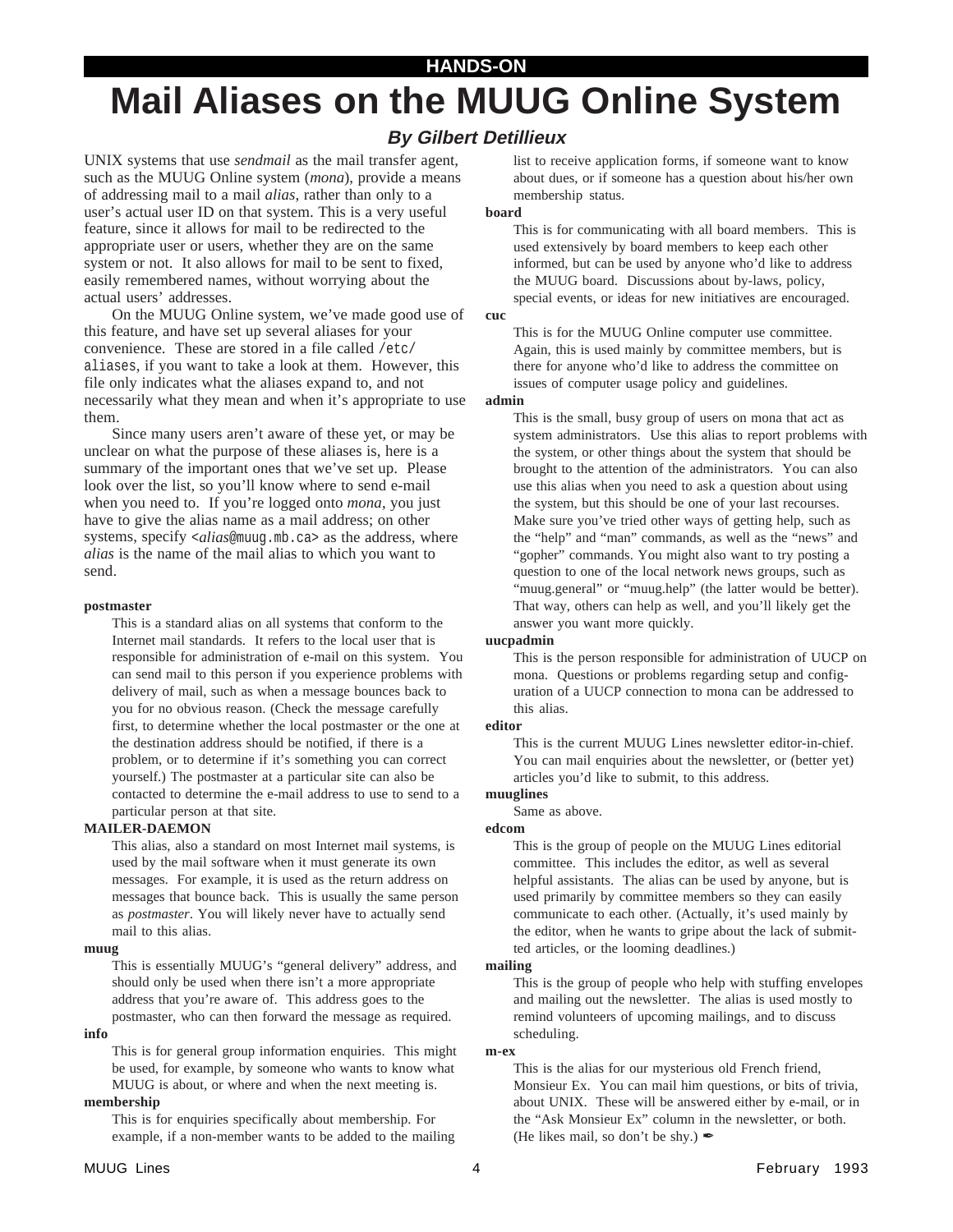HANDS-ON

# Mail Aliases on the MUUG Online System

***By Gilbert Detillieux***

UNIX systems that use *sendmail* as the mail transfer agent, such as the MUUG Online system (*mona*), provide a means of addressing mail to a mail *alias*, rather than only to a user's actual user ID on that system. This is a very useful feature, since it allows for mail to be redirected to the appropriate user or users, whether they are on the same system or not. It also allows for mail to be sent to fixed, easily remembered names, without worrying about the actual users' addresses.

On the MUUG Online system, we've made good use of this feature, and have set up several aliases for your convenience. These are stored in a file called `/etc/aliases`, if you want to take a look at them. However, this file only indicates what the aliases expand to, and not necessarily what they mean and when it's appropriate to use them.

Since many users aren't aware of these yet, or may be unclear on what the purpose of these aliases is, here is a summary of the important ones that we've set up. Please look over the list, so you'll know where to send e-mail when you need to. If you're logged onto *mona*, you just have to give the alias name as a mail address; on other systems, specify <*alias*@muug.mb.ca> as the address, where *alias* is the name of the mail alias to which you want to send.

**postmaster**

This is a standard alias on all systems that conform to the Internet mail standards. It refers to the local user that is responsible for administration of e-mail on this system. You can send mail to this person if you experience problems with delivery of mail, such as when a message bounces back to you for no obvious reason. (Check the message carefully first, to determine whether the local postmaster or the one at the destination address should be notified, if there is a problem, or to determine if it's something you can correct yourself.) The postmaster at a particular site can also be contacted to determine the e-mail address to use to send to a particular person at that site.

**MAILER-DAEMON**

This alias, also a standard on most Internet mail systems, is used by the mail software when it must generate its own messages. For example, it is used as the return address on messages that bounce back. This is usually the same person as *postmaster*. You will likely never have to actually send mail to this alias.

**muug**

This is essentially MUUG's "general delivery" address, and should only be used when there isn't a more appropriate address that you're aware of. This address goes to the postmaster, who can then forward the message as required.

**info**

This is for general group information enquiries. This might be used, for example, by someone who wants to know what MUUG is about, or where and when the next meeting is.

**membership**

This is for enquiries specifically about membership. For example, if a non-member wants to be added to the mailing list to receive application forms, if someone want to know about dues, or if someone has a question about his/her own membership status.

**board**

This is for communicating with all board members. This is used extensively by board members to keep each other informed, but can be used by anyone who'd like to address the MUUG board. Discussions about by-laws, policy, special events, or ideas for new initiatives are encouraged.

**cuc**

This is for the MUUG Online computer use committee. Again, this is used mainly by committee members, but is there for anyone who'd like to address the committee on issues of computer usage policy and guidelines.

**admin**

This is the small, busy group of users on mona that act as system administrators. Use this alias to report problems with the system, or other things about the system that should be brought to the attention of the administrators. You can also use this alias when you need to ask a question about using the system, but this should be one of your last recourses. Make sure you've tried other ways of getting help, such as the "help" and "man" commands, as well as the "news" and "gopher" commands. You might also want to try posting a question to one of the local network news groups, such as "muug.general" or "muug.help" (the latter would be better). That way, others can help as well, and you'll likely get the answer you want more quickly.

**uucpadmin**

This is the person responsible for administration of UUCP on mona. Questions or problems regarding setup and configuration of a UUCP connection to mona can be addressed to this alias.

**editor**

This is the current MUUG Lines newsletter editor-in-chief. You can mail enquiries about the newsletter, or (better yet) articles you'd like to submit, to this address.

**muuglines**

Same as above.

**edcom**

This is the group of people on the MUUG Lines editorial committee. This includes the editor, as well as several helpful assistants. The alias can be used by anyone, but is used primarily by committee members so they can easily communicate to each other. (Actually, it's used mainly by the editor, when he wants to gripe about the lack of submitted articles, or the looming deadlines.)

**mailing**

This is the group of people who help with stuffing envelopes and mailing out the newsletter. The alias is used mostly to remind volunteers of upcoming mailings, and to discuss scheduling.

**m-ex**

This is the alias for our mysterious old French friend, Monsieur Ex. You can mail him questions, or bits of trivia, about UNIX. These will be answered either by e-mail, or in the "Ask Monsieur Ex" column in the newsletter, or both. (He likes mail, so don't be shy.) ✒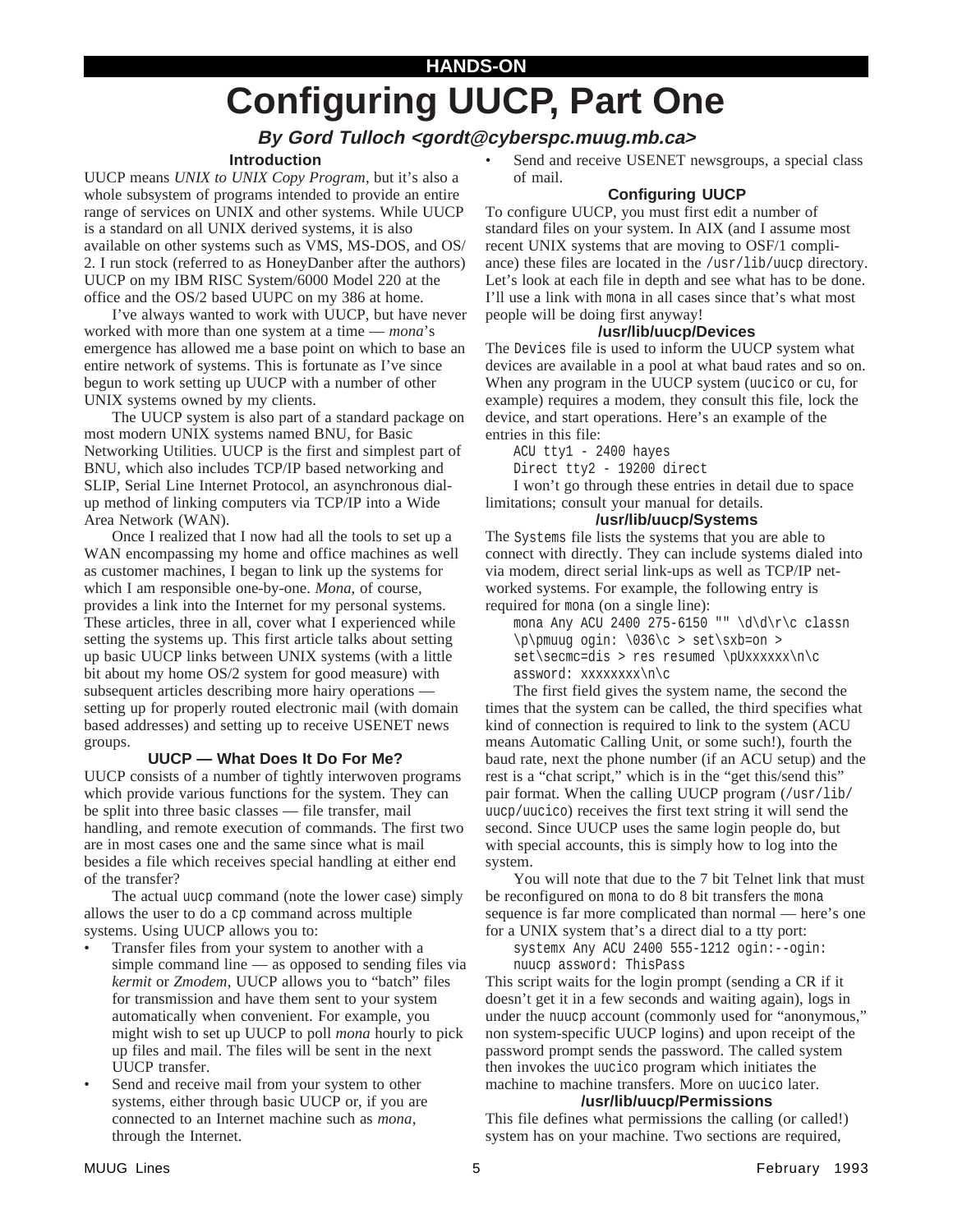HANDS-ON

# Configuring UUCP, Part One

***By Gord Tulloch <gordt@cyberspc.muug.mb.ca>***

### Introduction

UUCP means *UNIX to UNIX Copy Program*, but it's also a whole subsystem of programs intended to provide an entire range of services on UNIX and other systems. While UUCP is a standard on all UNIX derived systems, it is also available on other systems such as VMS, MS-DOS, and OS/2. I run stock (referred to as HoneyDanber after the authors) UUCP on my IBM RISC System/6000 Model 220 at the office and the OS/2 based UUPC on my 386 at home.

I've always wanted to work with UUCP, but have never worked with more than one system at a time — *mona*'s emergence has allowed me a base point on which to base an entire network of systems. This is fortunate as I've since begun to work setting up UUCP with a number of other UNIX systems owned by my clients.

The UUCP system is also part of a standard package on most modern UNIX systems named BNU, for Basic Networking Utilities. UUCP is the first and simplest part of BNU, which also includes TCP/IP based networking and SLIP, Serial Line Internet Protocol, an asynchronous dial-up method of linking computers via TCP/IP into a Wide Area Network (WAN).

Once I realized that I now had all the tools to set up a WAN encompassing my home and office machines as well as customer machines, I began to link up the systems for which I am responsible one-by-one. *Mona*, of course, provides a link into the Internet for my personal systems. These articles, three in all, cover what I experienced while setting the systems up. This first article talks about setting up basic UUCP links between UNIX systems (with a little bit about my home OS/2 system for good measure) with subsequent articles describing more hairy operations — setting up for properly routed electronic mail (with domain based addresses) and setting up to receive USENET news groups.

### UUCP — What Does It Do For Me?

UUCP consists of a number of tightly interwoven programs which provide various functions for the system. They can be split into three basic classes — file transfer, mail handling, and remote execution of commands. The first two are in most cases one and the same since what is mail besides a file which receives special handling at either end of the transfer?

The actual `uucp` command (note the lower case) simply allows the user to do a `cp` command across multiple systems. Using UUCP allows you to:

- Transfer files from your system to another with a simple command line — as opposed to sending files via *kermit* or *Zmodem*, UUCP allows you to "batch" files for transmission and have them sent to your system automatically when convenient. For example, you might wish to set up UUCP to poll *mona* hourly to pick up files and mail. The files will be sent in the next UUCP transfer.
- Send and receive mail from your system to other systems, either through basic UUCP or, if you are connected to an Internet machine such as *mona*, through the Internet.
- Send and receive USENET newsgroups, a special class of mail.

### Configuring UUCP

To configure UUCP, you must first edit a number of standard files on your system. In AIX (and I assume most recent UNIX systems that are moving to OSF/1 compliance) these files are located in the `/usr/lib/uucp` directory. Let's look at each file in depth and see what has to be done. I'll use a link with `mona` in all cases since that's what most people will be doing first anyway!

### /usr/lib/uucp/Devices

The `Devices` file is used to inform the UUCP system what devices are available in a pool at what baud rates and so on. When any program in the UUCP system (`uucico` or `cu`, for example) requires a modem, they consult this file, lock the device, and start operations. Here's an example of the entries in this file:

```
ACU tty1 - 2400 hayes
Direct tty2 - 19200 direct
```

I won't go through these entries in detail due to space limitations; consult your manual for details.

### /usr/lib/uucp/Systems

The `Systems` file lists the systems that you are able to connect with directly. They can include systems dialed into via modem, direct serial link-ups as well as TCP/IP networked systems. For example, the following entry is required for `mona` (on a single line):

```
mona Any ACU 2400 275-6150 "" \d\d\r\c classn
\p\pmuug ogin: \036\c > set\sxb=on >
set\secmc=dis > res resumed \pUxxxxxx\n\c
assword: xxxxxxxx\n\c
```

The first field gives the system name, the second the times that the system can be called, the third specifies what kind of connection is required to link to the system (ACU means Automatic Calling Unit, or some such!), fourth the baud rate, next the phone number (if an ACU setup) and the rest is a "chat script," which is in the "get this/send this" pair format. When the calling UUCP program (`/usr/lib/uucp/uucico`) receives the first text string it will send the second. Since UUCP uses the same login people do, but with special accounts, this is simply how to log into the system.

You will note that due to the 7 bit Telnet link that must be reconfigured on `mona` to do 8 bit transfers the `mona` sequence is far more complicated than normal — here's one for a UNIX system that's a direct dial to a tty port:

```
systemx Any ACU 2400 555-1212 ogin:--ogin:
nuucp assword: ThisPass
```

This script waits for the login prompt (sending a CR if it doesn't get it in a few seconds and waiting again), logs in under the `nuucp` account (commonly used for "anonymous," non system-specific UUCP logins) and upon receipt of the password prompt sends the password. The called system then invokes the `uucico` program which initiates the machine to machine transfers. More on `uucico` later.

### /usr/lib/uucp/Permissions

This file defines what permissions the calling (or called!) system has on your machine. Two sections are required,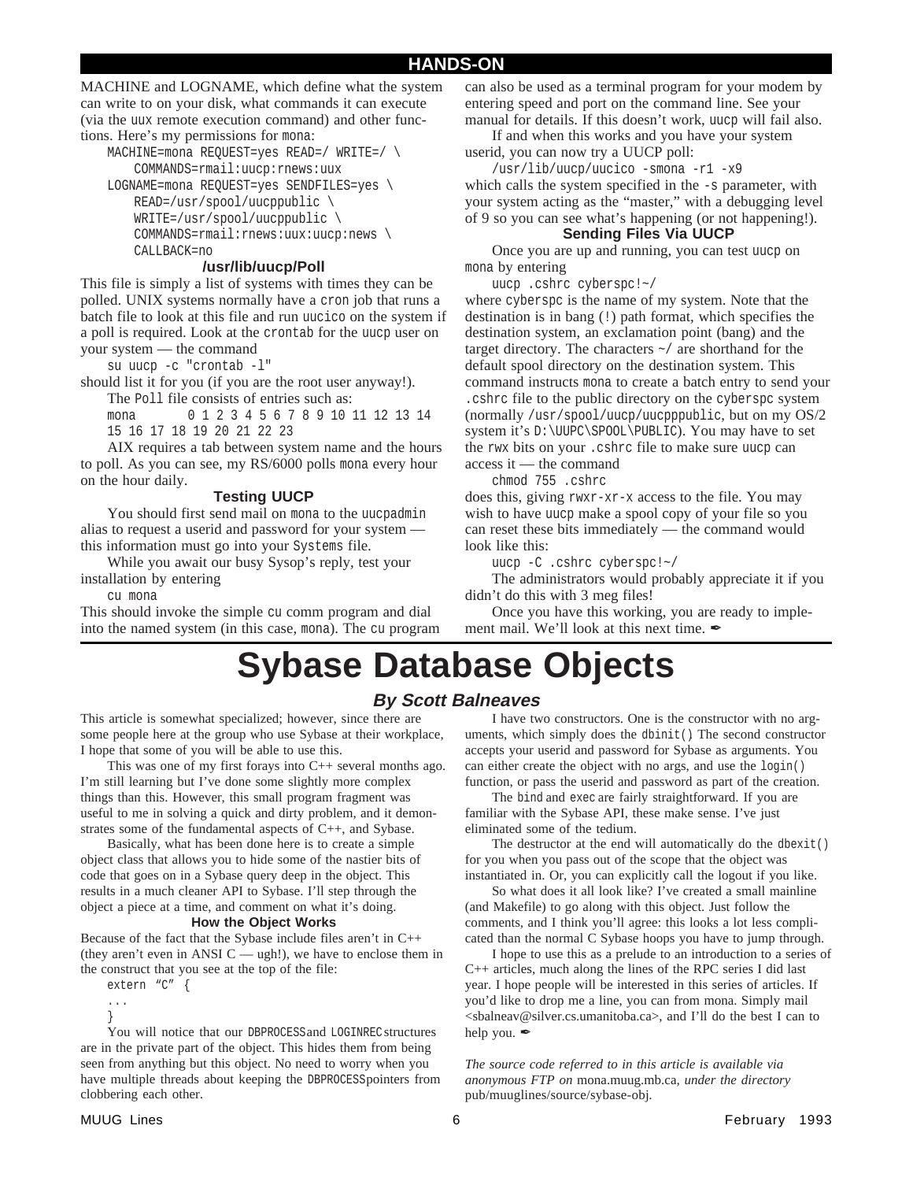MACHINE and LOGNAME, which define what the system can write to on your disk, what commands it can execute (via the uux remote execution command) and other functions. Here's my permissions for mona:

```
MACHINE=mona REQUEST=yes READ=/ WRITE=/ \
    COMMANDS=rmail:uucp:rnews:uux
LOGNAME=mona REQUEST=yes SENDFILES=yes \
    READ=/usr/spool/uucppublic \
    WRITE=/usr/spool/uucppublic \
    COMMANDS=rmail:rnews:uux:uucp:news \
    CALLBACK=no
```

### /usr/lib/uucp/Poll

This file is simply a list of systems with times they can be polled. UNIX systems normally have a cron job that runs a batch file to look at this file and run uucico on the system if a poll is required. Look at the crontab for the uucp user on your system — the command

```
su uucp -c "crontab -l"
```

should list it for you (if you are the root user anyway!).

The Poll file consists of entries such as:

```
mona        0 1 2 3 4 5 6 7 8 9 10 11 12 13 14
15 16 17 18 19 20 21 22 23
```

AIX requires a tab between system name and the hours to poll. As you can see, my RS/6000 polls mona every hour on the hour daily.

### Testing UUCP

You should first send mail on mona to the uucpadmin alias to request a userid and password for your system — this information must go into your Systems file.

While you await our busy Sysop's reply, test your installation by entering

```
cu mona
```

This should invoke the simple cu comm program and dial into the named system (in this case, mona). The cu program can also be used as a terminal program for your modem by entering speed and port on the command line. See your manual for details. If this doesn't work, uucp will fail also.

If and when this works and you have your system userid, you can now try a UUCP poll:

```
/usr/lib/uucp/uucico -smona -r1 -x9
```

which calls the system specified in the -s parameter, with your system acting as the "master," with a debugging level of 9 so you can see what's happening (or not happening!).

### Sending Files Via UUCP

Once you are up and running, you can test uucp on mona by entering

```
uucp .cshrc cyberspc!~/
```

where cyberspc is the name of my system. Note that the destination is in bang (!) path format, which specifies the destination system, an exclamation point (bang) and the target directory. The characters ~/ are shorthand for the default spool directory on the destination system. This command instructs mona to create a batch entry to send your .cshrc file to the public directory on the cyberspc system (normally /usr/spool/uucp/uucpppublic, but on my OS/2 system it's D:\UUPC\SPOOL\PUBLIC). You may have to set the rwx bits on your .cshrc file to make sure uucp can access it — the command

```
chmod 755 .cshrc
```

does this, giving rwxr-xr-x access to the file. You may wish to have uucp make a spool copy of your file so you can reset these bits immediately — the command would look like this:

```
uucp -C .cshrc cyberspc!~/
```

The administrators would probably appreciate it if you didn't do this with 3 meg files!

Once you have this working, you are ready to implement mail. We'll look at this next time. ✒

# Sybase Database Objects

## *By Scott Balneaves*

This article is somewhat specialized; however, since there are some people here at the group who use Sybase at their workplace, I hope that some of you will be able to use this.

This was one of my first forays into C++ several months ago. I'm still learning but I've done some slightly more complex things than this. However, this small program fragment was useful to me in solving a quick and dirty problem, and it demonstrates some of the fundamental aspects of C++, and Sybase.

Basically, what has been done here is to create a simple object class that allows you to hide some of the nastier bits of code that goes on in a Sybase query deep in the object. This results in a much cleaner API to Sybase. I'll step through the object a piece at a time, and comment on what it's doing.

### How the Object Works

Because of the fact that the Sybase include files aren't in C++ (they aren't even in ANSI C — ugh!), we have to enclose them in the construct that you see at the top of the file:

```
extern "C" {
...
}
```

You will notice that our DBPROCESS and LOGINREC structures are in the private part of the object. This hides them from being seen from anything but this object. No need to worry when you have multiple threads about keeping the DBPROCESS pointers from clobbering each other.

I have two constructors. One is the constructor with no arguments, which simply does the dbinit() The second constructor accepts your userid and password for Sybase as arguments. You can either create the object with no args, and use the login() function, or pass the userid and password as part of the creation.

The bind and exec are fairly straightforward. If you are familiar with the Sybase API, these make sense. I've just eliminated some of the tedium.

The destructor at the end will automatically do the dbexit() for you when you pass out of the scope that the object was instantiated in. Or, you can explicitly call the logout if you like.

So what does it all look like? I've created a small mainline (and Makefile) to go along with this object. Just follow the comments, and I think you'll agree: this looks a lot less complicated than the normal C Sybase hoops you have to jump through.

I hope to use this as a prelude to an introduction to a series of C++ articles, much along the lines of the RPC series I did last year. I hope people will be interested in this series of articles. If you'd like to drop me a line, you can from mona. Simply mail <sbalneav@silver.cs.umanitoba.ca>, and I'll do the best I can to help you. ✒

*The source code referred to in this article is available via anonymous FTP on* mona.muug.mb.ca*, under the directory* pub/muuglines/source/sybase-obj.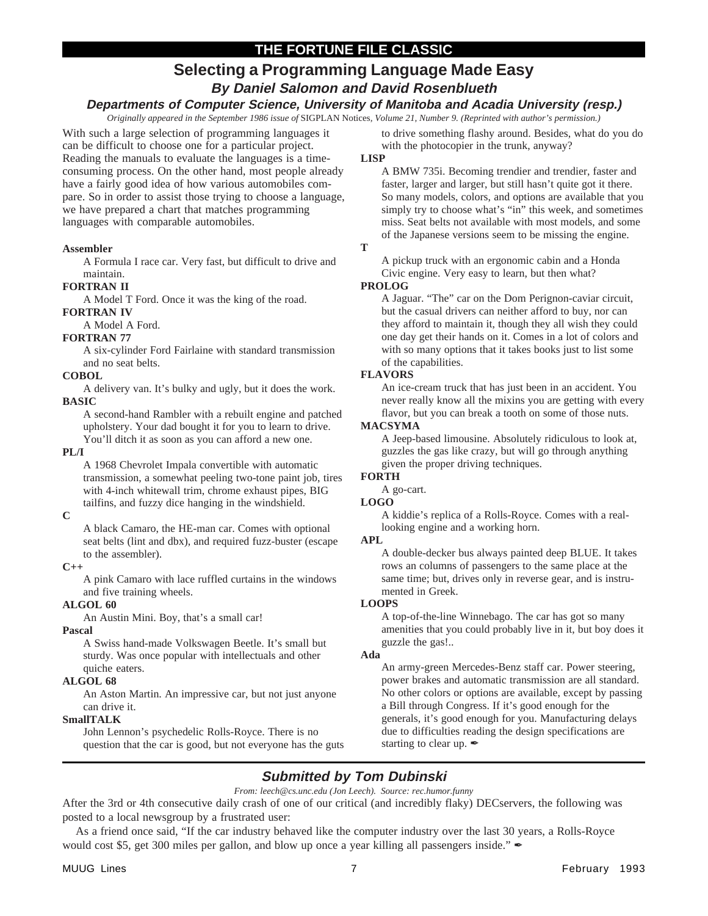## THE FORTUNE FILE CLASSIC

# Selecting a Programming Language Made Easy

### By Daniel Salomon and David Rosenblueth

#### Departments of Computer Science, University of Manitoba and Acadia University (resp.)

*Originally appeared in the September 1986 issue of* SIGPLAN Notices*, Volume 21, Number 9. (Reprinted with author's permission.)*

With such a large selection of programming languages it can be difficult to choose one for a particular project. Reading the manuals to evaluate the languages is a time-consuming process. On the other hand, most people already have a fairly good idea of how various automobiles compare. So in order to assist those trying to choose a language, we have prepared a chart that matches programming languages with comparable automobiles.

**Assembler**
A Formula I race car. Very fast, but difficult to drive and maintain.

**FORTRAN II**
A Model T Ford. Once it was the king of the road.

**FORTRAN IV**
A Model A Ford.

**FORTRAN 77**
A six-cylinder Ford Fairlaine with standard transmission and no seat belts.

**COBOL**
A delivery van. It's bulky and ugly, but it does the work.

**BASIC**
A second-hand Rambler with a rebuilt engine and patched upholstery. Your dad bought it for you to learn to drive. You'll ditch it as soon as you can afford a new one.

**PL/I**
A 1968 Chevrolet Impala convertible with automatic transmission, a somewhat peeling two-tone paint job, tires with 4-inch whitewall trim, chrome exhaust pipes, BIG tailfins, and fuzzy dice hanging in the windshield.

**C**
A black Camaro, the HE-man car. Comes with optional seat belts (lint and dbx), and required fuzz-buster (escape to the assembler).

**C++**
A pink Camaro with lace ruffled curtains in the windows and five training wheels.

**ALGOL 60**
An Austin Mini. Boy, that's a small car!

**Pascal**
A Swiss hand-made Volkswagen Beetle. It's small but sturdy. Was once popular with intellectuals and other quiche eaters.

**ALGOL 68**
An Aston Martin. An impressive car, but not just anyone can drive it.

**SmallTALK**
John Lennon's psychedelic Rolls-Royce. There is no question that the car is good, but not everyone has the guts to drive something flashy around. Besides, what do you do with the photocopier in the trunk, anyway?

**LISP**
A BMW 735i. Becoming trendier and trendier, faster and faster, larger and larger, but still hasn't quite got it there. So many models, colors, and options are available that you simply try to choose what's "in" this week, and sometimes miss. Seat belts not available with most models, and some of the Japanese versions seem to be missing the engine.

**T**
A pickup truck with an ergonomic cabin and a Honda Civic engine. Very easy to learn, but then what?

**PROLOG**
A Jaguar. "The" car on the Dom Perignon-caviar circuit, but the casual drivers can neither afford to buy, nor can they afford to maintain it, though they all wish they could one day get their hands on it. Comes in a lot of colors and with so many options that it takes books just to list some of the capabilities.

**FLAVORS**
An ice-cream truck that has just been in an accident. You never really know all the mixins you are getting with every flavor, but you can break a tooth on some of those nuts.

**MACSYMA**
A Jeep-based limousine. Absolutely ridiculous to look at, guzzles the gas like crazy, but will go through anything given the proper driving techniques.

**FORTH**
A go-cart.

**LOGO**
A kiddie's replica of a Rolls-Royce. Comes with a real-looking engine and a working horn.

**APL**
A double-decker bus always painted deep BLUE. It takes rows an columns of passengers to the same place at the same time; but, drives only in reverse gear, and is instrumented in Greek.

**LOOPS**
A top-of-the-line Winnebago. The car has got so many amenities that you could probably live in it, but boy does it guzzle the gas!..

**Ada**
An army-green Mercedes-Benz staff car. Power steering, power brakes and automatic transmission are all standard. No other colors or options are available, except by passing a Bill through Congress. If it's good enough for the generals, it's good enough for you. Manufacturing delays due to difficulties reading the design specifications are starting to clear up. ✒

---

### Submitted by Tom Dubinski

*From: leech@cs.unc.edu (Jon Leech). Source: rec.humor.funny*

After the 3rd or 4th consecutive daily crash of one of our critical (and incredibly flaky) DECservers, the following was posted to a local newsgroup by a frustrated user:

As a friend once said, "If the car industry behaved like the computer industry over the last 30 years, a Rolls-Royce would cost $5, get 300 miles per gallon, and blow up once a year killing all passengers inside." ✒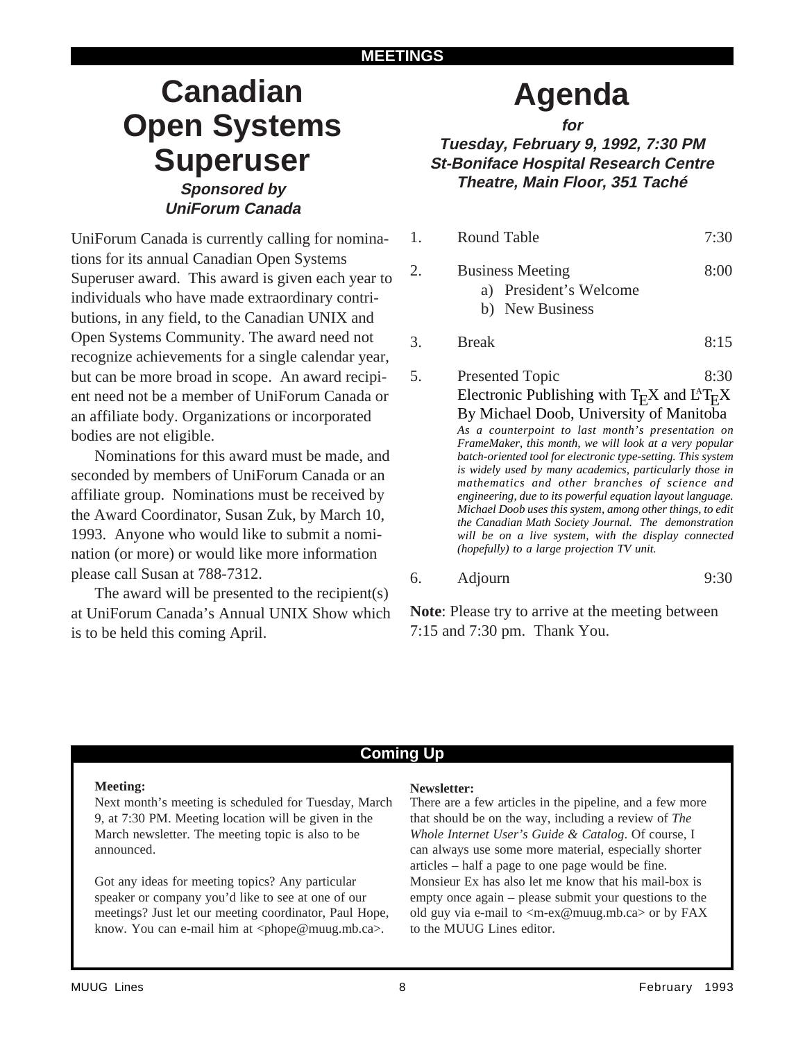# MEETINGS

## Canadian Open Systems Superuser

***Sponsored by UniForum Canada***

UniForum Canada is currently calling for nominations for its annual Canadian Open Systems Superuser award. This award is given each year to individuals who have made extraordinary contributions, in any field, to the Canadian UNIX and Open Systems Community. The award need not recognize achievements for a single calendar year, but can be more broad in scope. An award recipient need not be a member of UniForum Canada or an affiliate body. Organizations or incorporated bodies are not eligible.

Nominations for this award must be made, and seconded by members of UniForum Canada or an affiliate group. Nominations must be received by the Award Coordinator, Susan Zuk, by March 10, 1993. Anyone who would like to submit a nomination (or more) or would like more information please call Susan at 788-7312.

The award will be presented to the recipient(s) at UniForum Canada's Annual UNIX Show which is to be held this coming April.

## Agenda

***for***

***Tuesday, February 9, 1992, 7:30 PM***
***St-Boniface Hospital Research Centre***
***Theatre, Main Floor, 351 Taché***

1. Round Table — 7:30
2. Business Meeting — 8:00
   a) President's Welcome
   b) New Business
3. Break — 8:15
5. Presented Topic — 8:30
   Electronic Publishing with TeX and LaTeX
   By Michael Doob, University of Manitoba
   *As a counterpoint to last month's presentation on FrameMaker, this month, we will look at a very popular batch-oriented tool for electronic type-setting. This system is widely used by many academics, particularly those in mathematics and other branches of science and engineering, due to its powerful equation layout language. Michael Doob uses this system, among other things, to edit the Canadian Math Society Journal. The demonstration will be on a live system, with the display connected (hopefully) to a large projection TV unit.*
6. Adjourn — 9:30

**Note**: Please try to arrive at the meeting between 7:15 and 7:30 pm. Thank You.

## Coming Up

**Meeting:**

Next month's meeting is scheduled for Tuesday, March 9, at 7:30 PM. Meeting location will be given in the March newsletter. The meeting topic is also to be announced.

Got any ideas for meeting topics? Any particular speaker or company you'd like to see at one of our meetings? Just let our meeting coordinator, Paul Hope, know. You can e-mail him at <phope@muug.mb.ca>.

**Newsletter:**

There are a few articles in the pipeline, and a few more that should be on the way, including a review of *The Whole Internet User's Guide & Catalog*. Of course, I can always use some more material, especially shorter articles – half a page to one page would be fine. Monsieur Ex has also let me know that his mail-box is empty once again – please submit your questions to the old guy via e-mail to <m-ex@muug.mb.ca> or by FAX to the MUUG Lines editor.